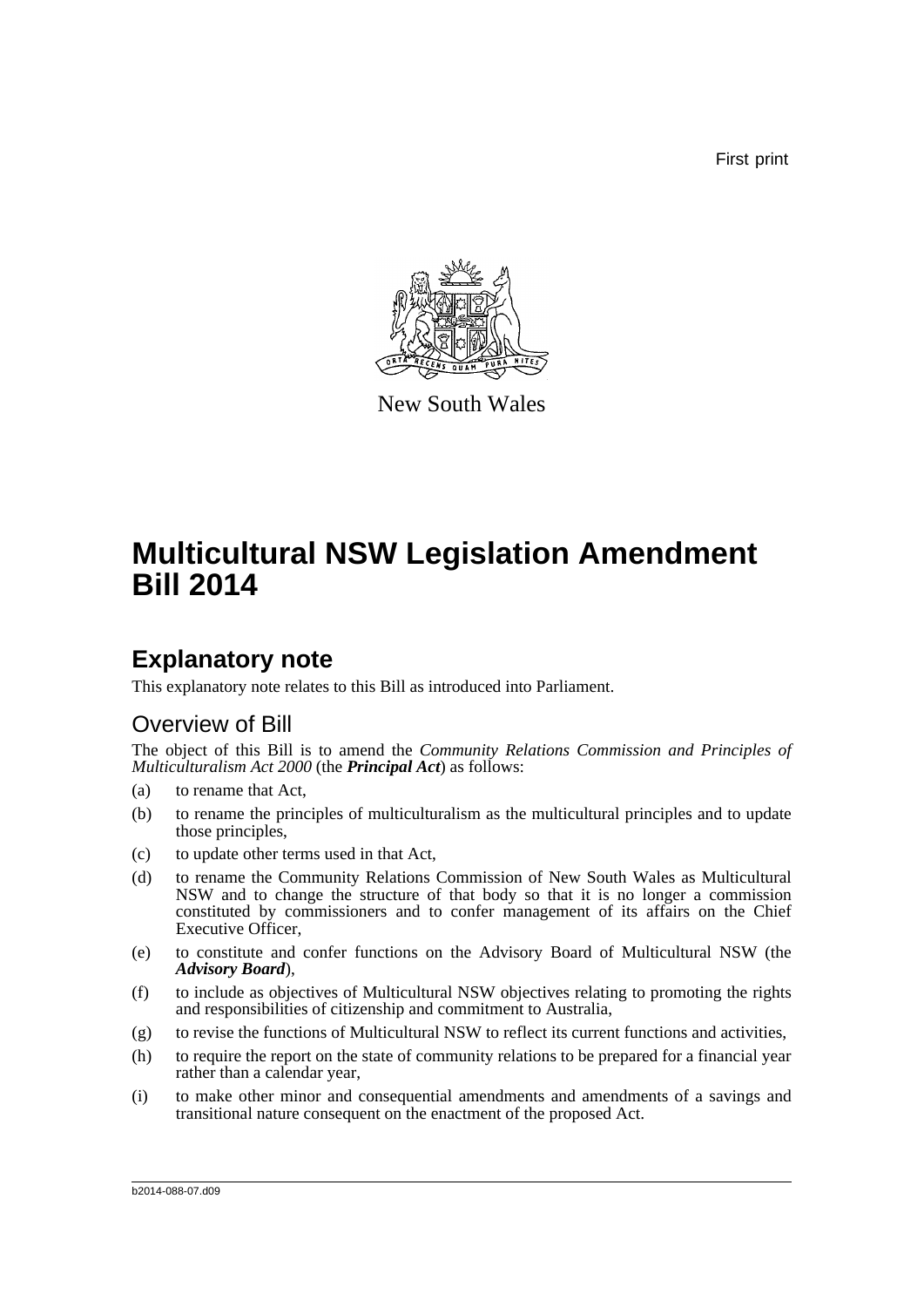First print

New South Wales

# Multicultural NSW Legislation Amendment Bill 2014

## Explanatory note

This explanatory note relates to this Bill as introduced into Parliament.

### Overview of Bill

The object of this Bill is to amend the *Community Relations Commission and Principles of Multiculturalism Act 2000* (the ***Principal Act***) as follows:

(a) to rename that Act,

(b) to rename the principles of multiculturalism as the multicultural principles and to update those principles,

(c) to update other terms used in that Act,

(d) to rename the Community Relations Commission of New South Wales as Multicultural NSW and to change the structure of that body so that it is no longer a commission constituted by commissioners and to confer management of its affairs on the Chief Executive Officer,

(e) to constitute and confer functions on the Advisory Board of Multicultural NSW (the ***Advisory Board***),

(f) to include as objectives of Multicultural NSW objectives relating to promoting the rights and responsibilities of citizenship and commitment to Australia,

(g) to revise the functions of Multicultural NSW to reflect its current functions and activities,

(h) to require the report on the state of community relations to be prepared for a financial year rather than a calendar year,

(i) to make other minor and consequential amendments and amendments of a savings and transitional nature consequent on the enactment of the proposed Act.

b2014-088-07.d09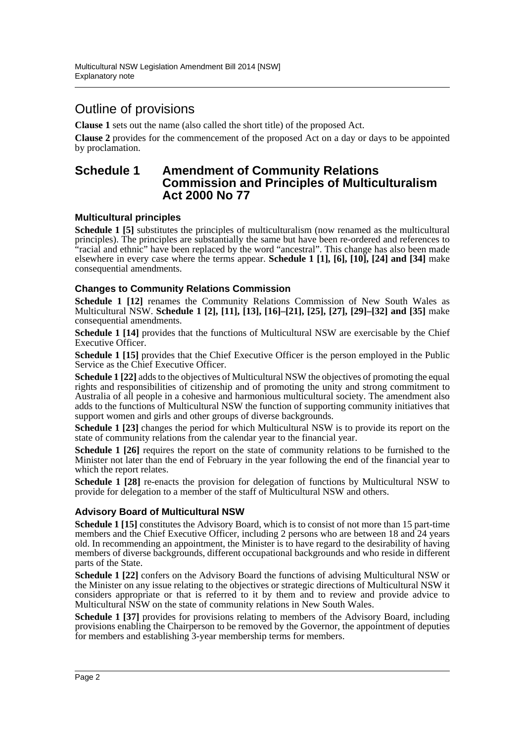# Outline of provisions

**Clause 1** sets out the name (also called the short title) of the proposed Act.

**Clause 2** provides for the commencement of the proposed Act on a day or days to be appointed by proclamation.

## Schedule 1 Amendment of Community Relations Commission and Principles of Multiculturalism Act 2000 No 77

### Multicultural principles

**Schedule 1 [5]** substitutes the principles of multiculturalism (now renamed as the multicultural principles). The principles are substantially the same but have been re-ordered and references to "racial and ethnic" have been replaced by the word "ancestral". This change has also been made elsewhere in every case where the terms appear. **Schedule 1 [1], [6], [10], [24] and [34]** make consequential amendments.

### Changes to Community Relations Commission

**Schedule 1 [12]** renames the Community Relations Commission of New South Wales as Multicultural NSW. **Schedule 1 [2], [11], [13], [16]–[21], [25], [27], [29]–[32] and [35]** make consequential amendments.

**Schedule 1 [14]** provides that the functions of Multicultural NSW are exercisable by the Chief Executive Officer.

**Schedule 1 [15]** provides that the Chief Executive Officer is the person employed in the Public Service as the Chief Executive Officer.

**Schedule 1 [22]** adds to the objectives of Multicultural NSW the objectives of promoting the equal rights and responsibilities of citizenship and of promoting the unity and strong commitment to Australia of all people in a cohesive and harmonious multicultural society. The amendment also adds to the functions of Multicultural NSW the function of supporting community initiatives that support women and girls and other groups of diverse backgrounds.

**Schedule 1 [23]** changes the period for which Multicultural NSW is to provide its report on the state of community relations from the calendar year to the financial year.

**Schedule 1 [26]** requires the report on the state of community relations to be furnished to the Minister not later than the end of February in the year following the end of the financial year to which the report relates.

**Schedule 1 [28]** re-enacts the provision for delegation of functions by Multicultural NSW to provide for delegation to a member of the staff of Multicultural NSW and others.

### Advisory Board of Multicultural NSW

**Schedule 1 [15]** constitutes the Advisory Board, which is to consist of not more than 15 part-time members and the Chief Executive Officer, including 2 persons who are between 18 and 24 years old. In recommending an appointment, the Minister is to have regard to the desirability of having members of diverse backgrounds, different occupational backgrounds and who reside in different parts of the State.

**Schedule 1 [22]** confers on the Advisory Board the functions of advising Multicultural NSW or the Minister on any issue relating to the objectives or strategic directions of Multicultural NSW it considers appropriate or that is referred to it by them and to review and provide advice to Multicultural NSW on the state of community relations in New South Wales.

**Schedule 1 [37]** provides for provisions relating to members of the Advisory Board, including provisions enabling the Chairperson to be removed by the Governor, the appointment of deputies for members and establishing 3-year membership terms for members.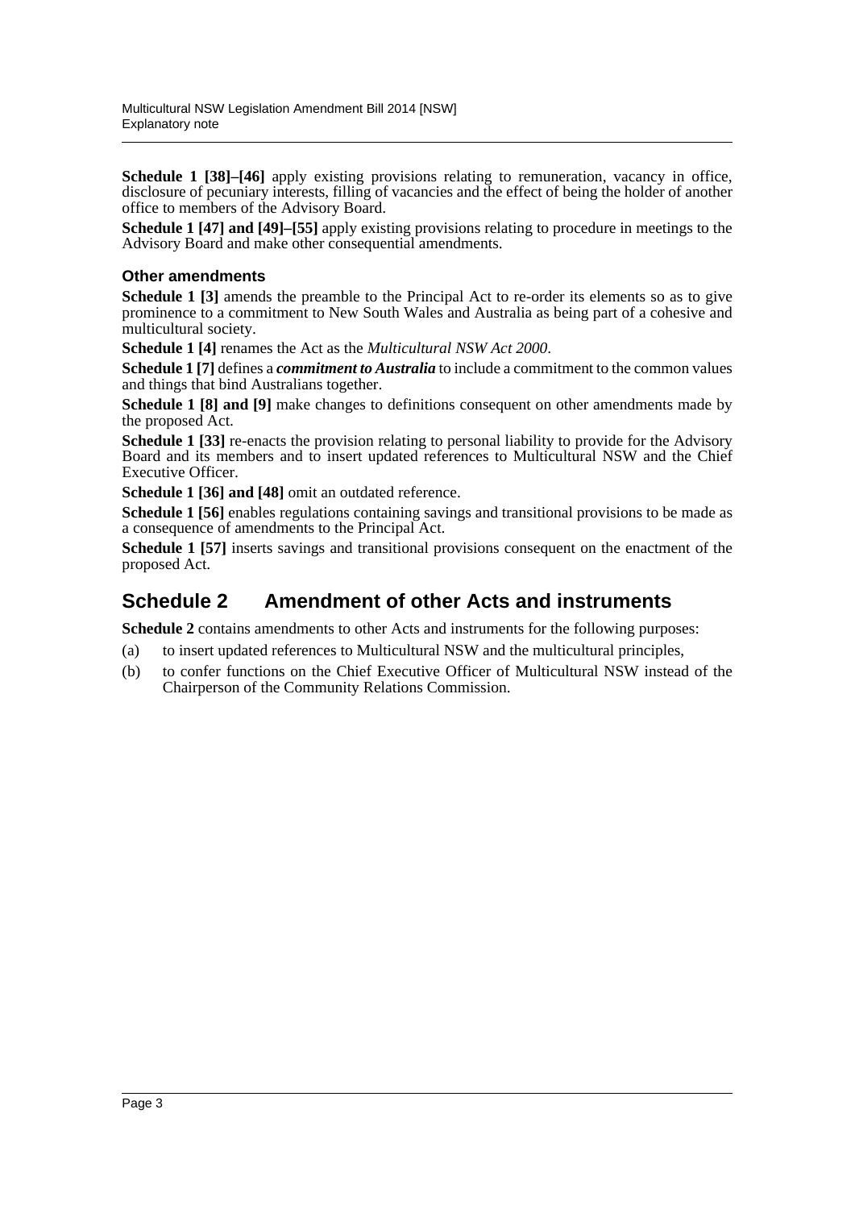**Schedule 1 [38]–[46]** apply existing provisions relating to remuneration, vacancy in office, disclosure of pecuniary interests, filling of vacancies and the effect of being the holder of another office to members of the Advisory Board.

**Schedule 1 [47] and [49]–[55]** apply existing provisions relating to procedure in meetings to the Advisory Board and make other consequential amendments.

### Other amendments

**Schedule 1 [3]** amends the preamble to the Principal Act to re-order its elements so as to give prominence to a commitment to New South Wales and Australia as being part of a cohesive and multicultural society.

**Schedule 1 [4]** renames the Act as the *Multicultural NSW Act 2000*.

**Schedule 1 [7]** defines a ***commitment to Australia*** to include a commitment to the common values and things that bind Australians together.

**Schedule 1 [8] and [9]** make changes to definitions consequent on other amendments made by the proposed Act.

**Schedule 1 [33]** re-enacts the provision relating to personal liability to provide for the Advisory Board and its members and to insert updated references to Multicultural NSW and the Chief Executive Officer.

**Schedule 1 [36] and [48]** omit an outdated reference.

**Schedule 1 [56]** enables regulations containing savings and transitional provisions to be made as a consequence of amendments to the Principal Act.

**Schedule 1 [57]** inserts savings and transitional provisions consequent on the enactment of the proposed Act.

## Schedule 2 Amendment of other Acts and instruments

**Schedule 2** contains amendments to other Acts and instruments for the following purposes:

(a) to insert updated references to Multicultural NSW and the multicultural principles,

(b) to confer functions on the Chief Executive Officer of Multicultural NSW instead of the Chairperson of the Community Relations Commission.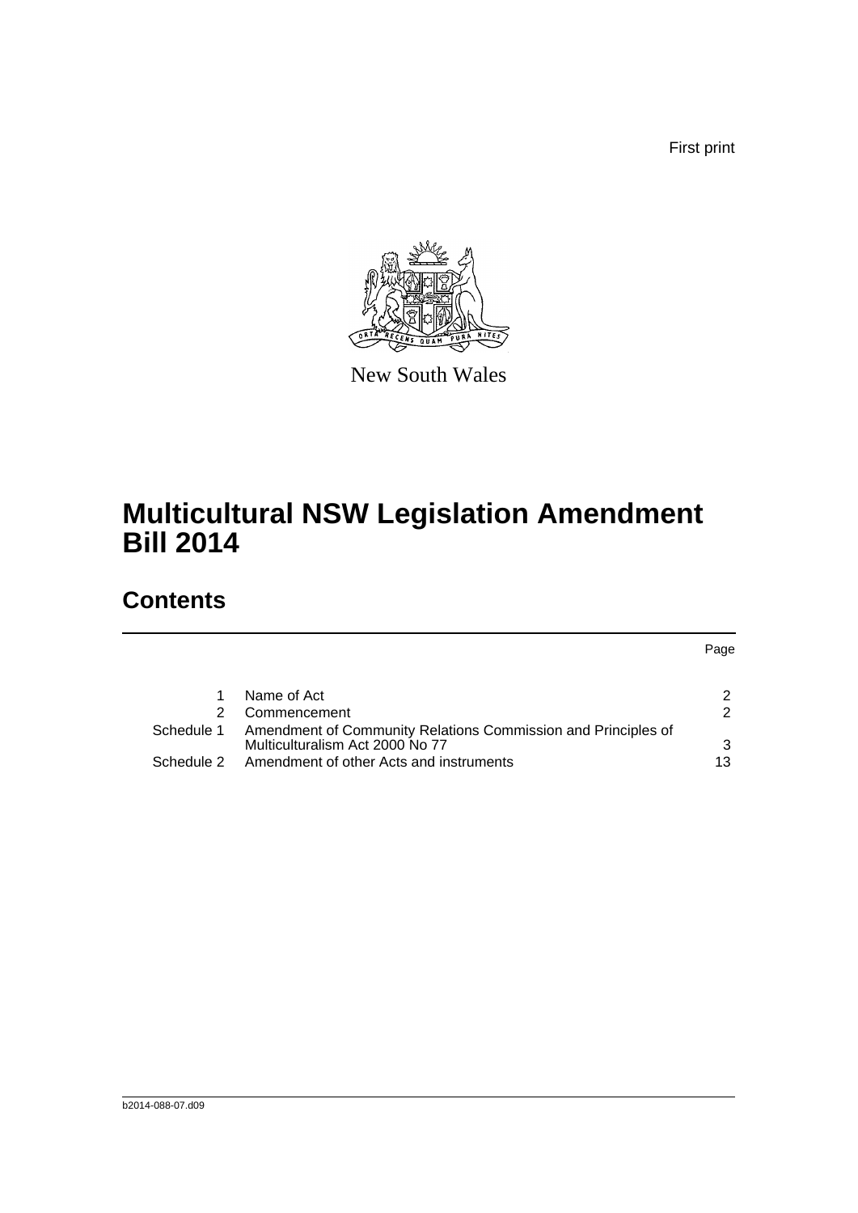First print

New South Wales

# Multicultural NSW Legislation Amendment Bill 2014

## Contents

| | | Page |
|---|---|---|
| 1 | Name of Act | 2 |
| 2 | Commencement | 2 |
| Schedule 1 | Amendment of Community Relations Commission and Principles of Multiculturalism Act 2000 No 77 | 3 |
| Schedule 2 | Amendment of other Acts and instruments | 13 |

b2014-088-07.d09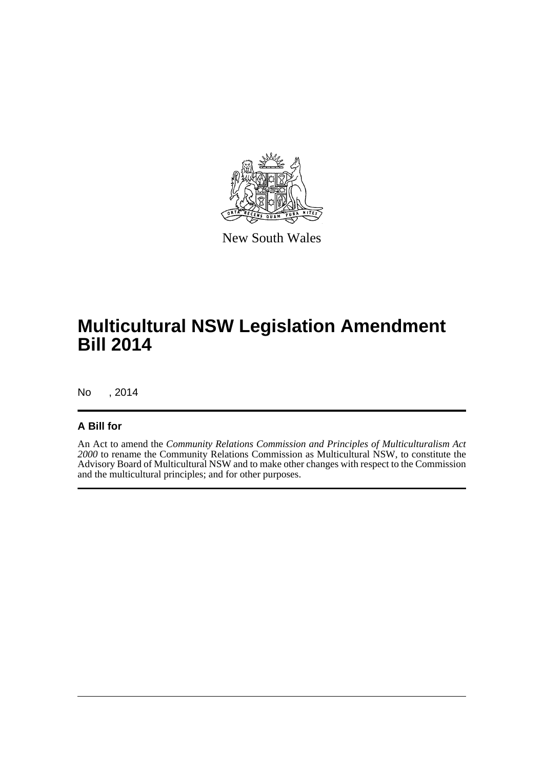New South Wales

# Multicultural NSW Legislation Amendment Bill 2014

No , 2014

## A Bill for

An Act to amend the *Community Relations Commission and Principles of Multiculturalism Act 2000* to rename the Community Relations Commission as Multicultural NSW, to constitute the Advisory Board of Multicultural NSW and to make other changes with respect to the Commission and the multicultural principles; and for other purposes.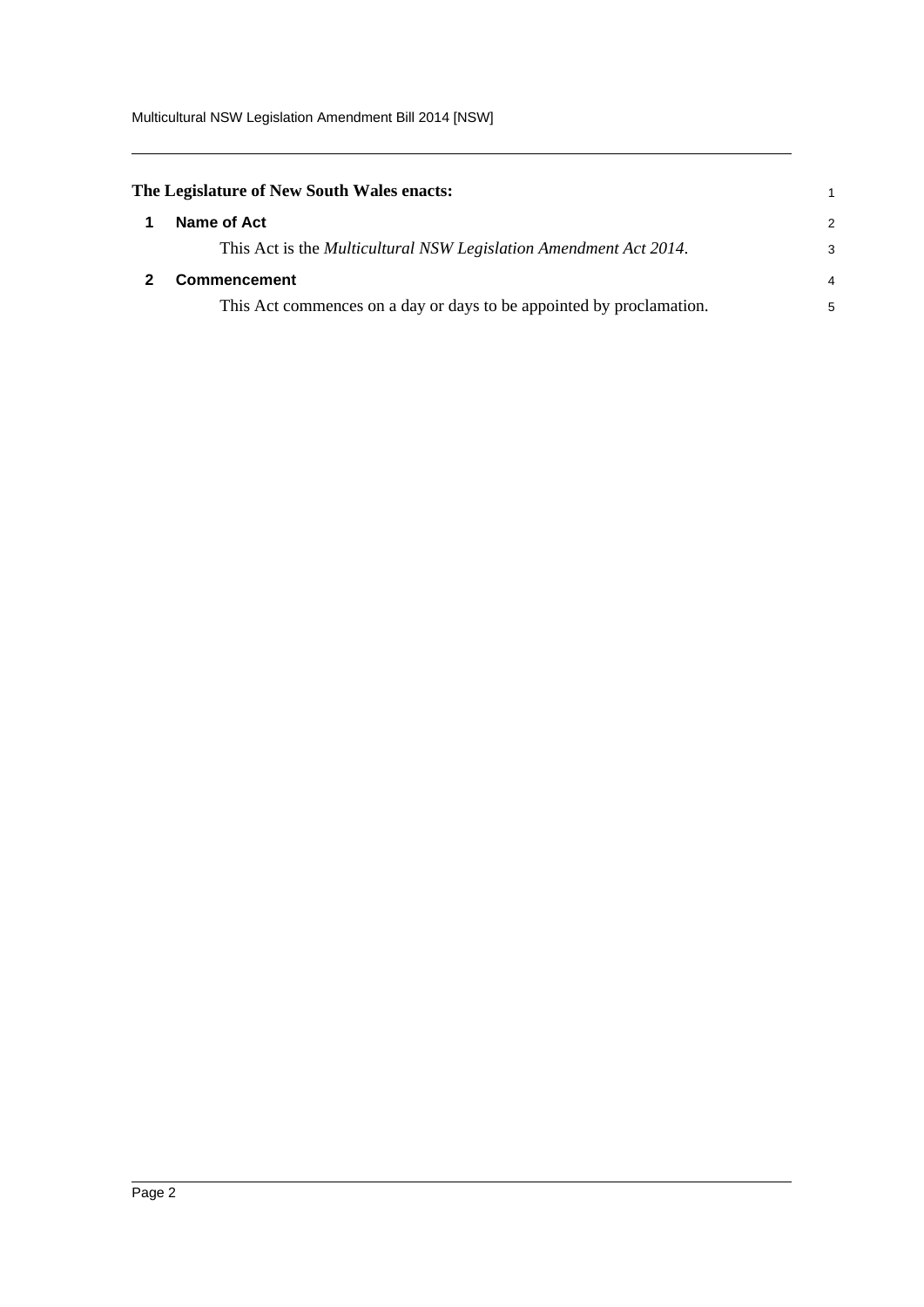**The Legislature of New South Wales enacts:**

## 1 Name of Act

This Act is the *Multicultural NSW Legislation Amendment Act 2014*.

## 2 Commencement

This Act commences on a day or days to be appointed by proclamation.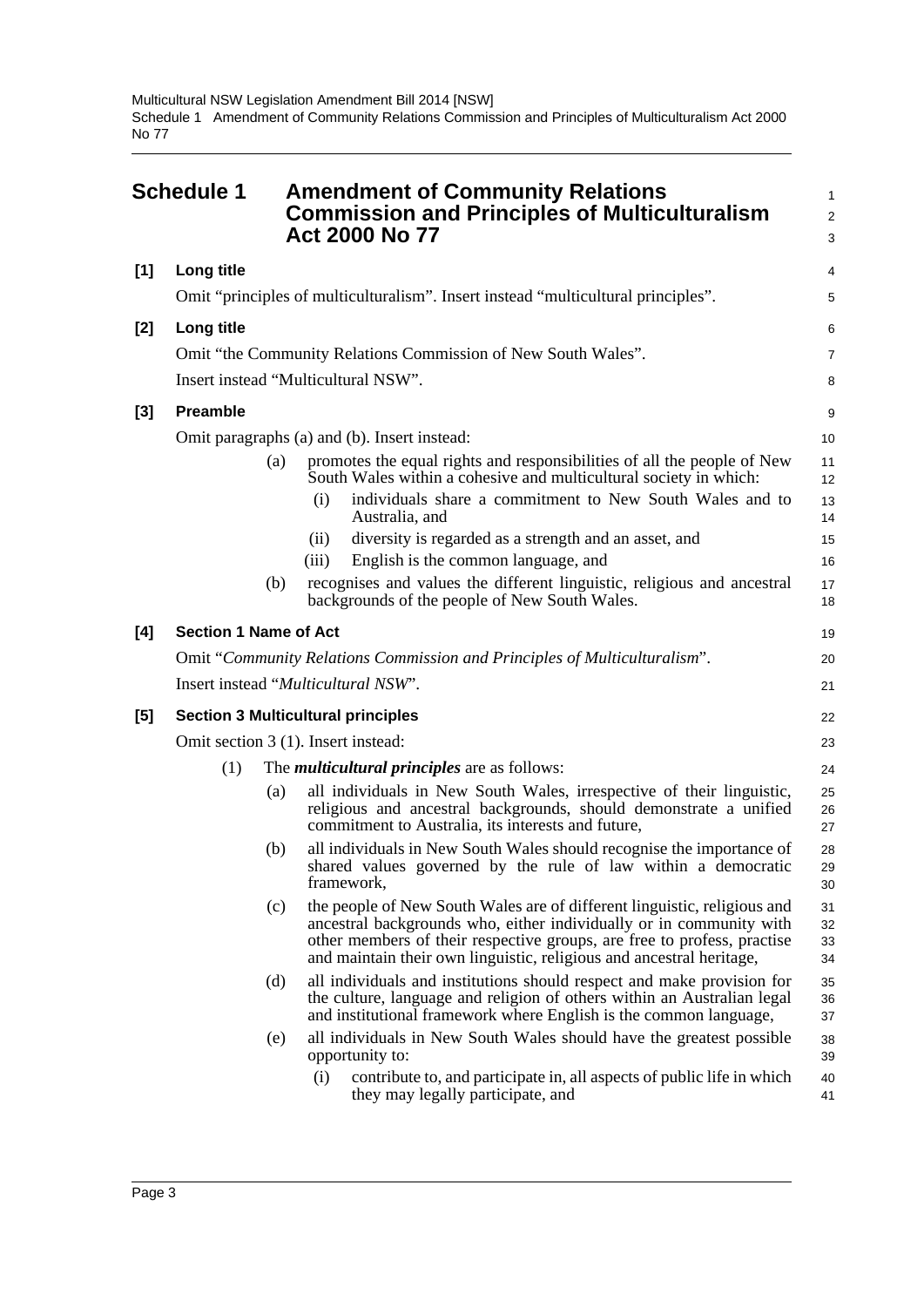## Schedule 1 Amendment of Community Relations Commission and Principles of Multiculturalism Act 2000 No 77

**[1] Long title**

Omit "principles of multiculturalism". Insert instead "multicultural principles".

**[2] Long title**

Omit "the Community Relations Commission of New South Wales".

Insert instead "Multicultural NSW".

**[3] Preamble**

Omit paragraphs (a) and (b). Insert instead:

(a) promotes the equal rights and responsibilities of all the people of New South Wales within a cohesive and multicultural society in which:

(i) individuals share a commitment to New South Wales and to Australia, and

(ii) diversity is regarded as a strength and an asset, and

(iii) English is the common language, and

(b) recognises and values the different linguistic, religious and ancestral backgrounds of the people of New South Wales.

**[4] Section 1 Name of Act**

Omit "*Community Relations Commission and Principles of Multiculturalism*".

Insert instead "*Multicultural NSW*".

**[5] Section 3 Multicultural principles**

Omit section 3 (1). Insert instead:

(1) The ***multicultural principles*** are as follows:

(a) all individuals in New South Wales, irrespective of their linguistic, religious and ancestral backgrounds, should demonstrate a unified commitment to Australia, its interests and future,

(b) all individuals in New South Wales should recognise the importance of shared values governed by the rule of law within a democratic framework,

(c) the people of New South Wales are of different linguistic, religious and ancestral backgrounds who, either individually or in community with other members of their respective groups, are free to profess, practise and maintain their own linguistic, religious and ancestral heritage,

(d) all individuals and institutions should respect and make provision for the culture, language and religion of others within an Australian legal and institutional framework where English is the common language,

(e) all individuals in New South Wales should have the greatest possible opportunity to:

(i) contribute to, and participate in, all aspects of public life in which they may legally participate, and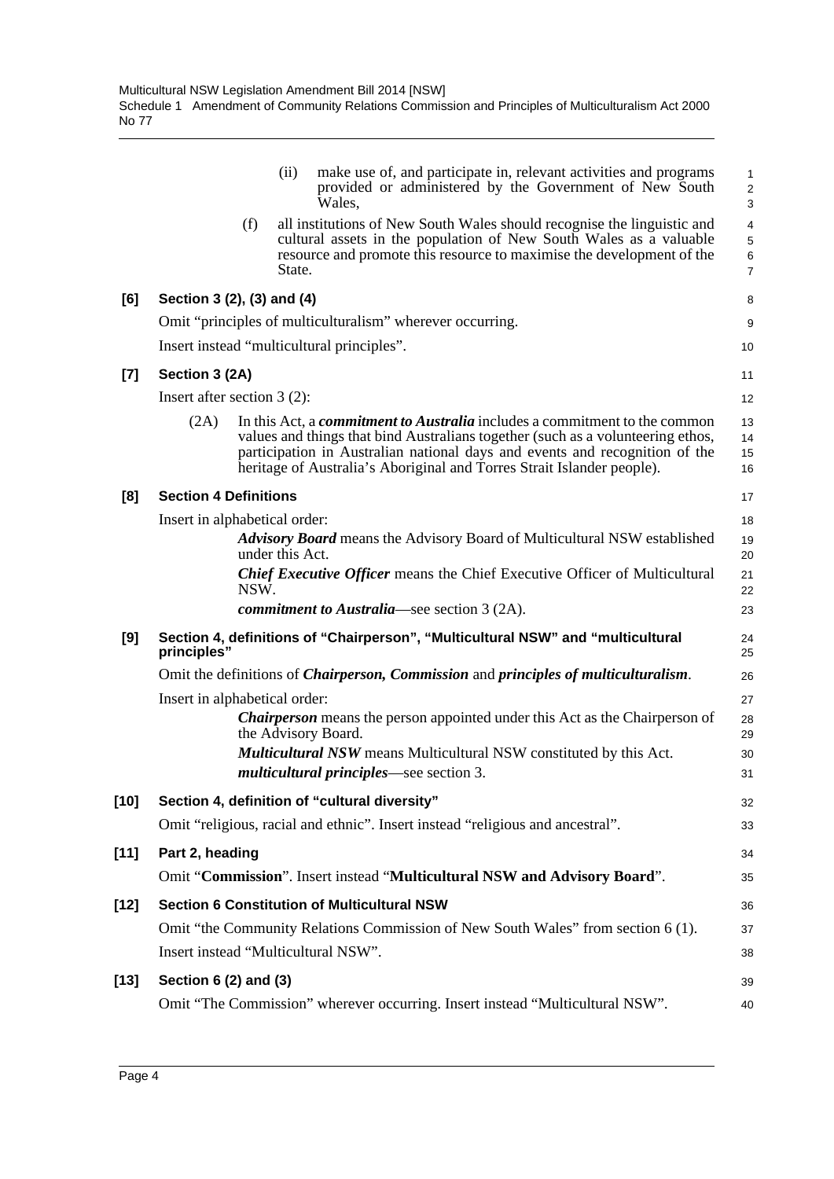(ii) make use of, and participate in, relevant activities and programs provided or administered by the Government of New South Wales,

(f) all institutions of New South Wales should recognise the linguistic and cultural assets in the population of New South Wales as a valuable resource and promote this resource to maximise the development of the State.

**[6] Section 3 (2), (3) and (4)**

Omit "principles of multiculturalism" wherever occurring.

Insert instead "multicultural principles".

**[7] Section 3 (2A)**

Insert after section 3 (2):

(2A) In this Act, a ***commitment to Australia*** includes a commitment to the common values and things that bind Australians together (such as a volunteering ethos, participation in Australian national days and events and recognition of the heritage of Australia's Aboriginal and Torres Strait Islander people).

**[8] Section 4 Definitions**

Insert in alphabetical order:

***Advisory Board*** means the Advisory Board of Multicultural NSW established under this Act.

***Chief Executive Officer*** means the Chief Executive Officer of Multicultural NSW.

***commitment to Australia***—see section 3 (2A).

**[9] Section 4, definitions of "Chairperson", "Multicultural NSW" and "multicultural principles"**

Omit the definitions of ***Chairperson, Commission*** and ***principles of multiculturalism***.

Insert in alphabetical order:

***Chairperson*** means the person appointed under this Act as the Chairperson of the Advisory Board.

***Multicultural NSW*** means Multicultural NSW constituted by this Act.

***multicultural principles***—see section 3.

**[10] Section 4, definition of "cultural diversity"**

Omit "religious, racial and ethnic". Insert instead "religious and ancestral".

**[11] Part 2, heading**

Omit "**Commission**". Insert instead "**Multicultural NSW and Advisory Board**".

**[12] Section 6 Constitution of Multicultural NSW**

Omit "the Community Relations Commission of New South Wales" from section 6 (1).

Insert instead "Multicultural NSW".

**[13] Section 6 (2) and (3)**

Omit "The Commission" wherever occurring. Insert instead "Multicultural NSW".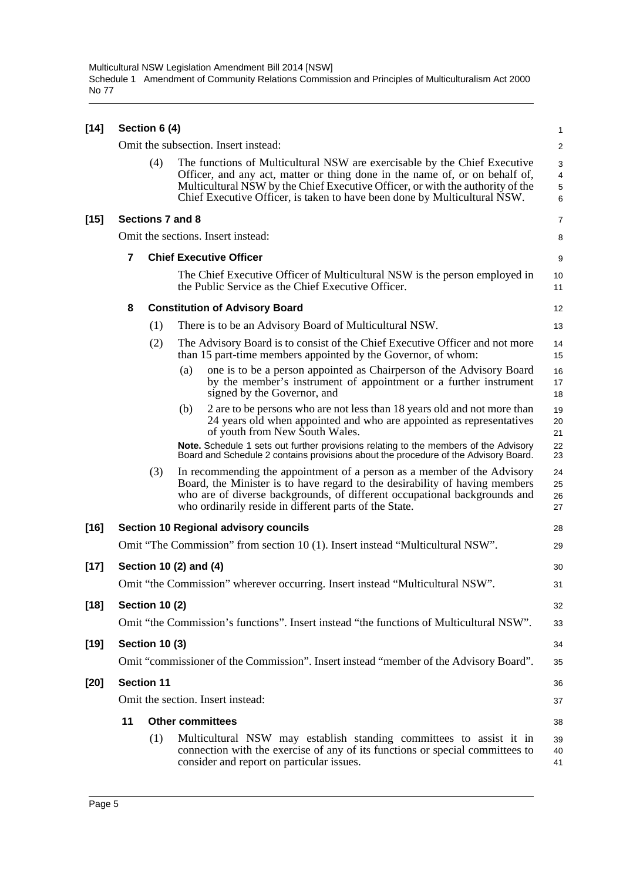**[14] Section 6 (4)**

Omit the subsection. Insert instead:

(4) The functions of Multicultural NSW are exercisable by the Chief Executive Officer, and any act, matter or thing done in the name of, or on behalf of, Multicultural NSW by the Chief Executive Officer, or with the authority of the Chief Executive Officer, is taken to have been done by Multicultural NSW.

**[15] Sections 7 and 8**

Omit the sections. Insert instead:

**7 Chief Executive Officer**

The Chief Executive Officer of Multicultural NSW is the person employed in the Public Service as the Chief Executive Officer.

**8 Constitution of Advisory Board**

(1) There is to be an Advisory Board of Multicultural NSW.

(2) The Advisory Board is to consist of the Chief Executive Officer and not more than 15 part-time members appointed by the Governor, of whom:

(a) one is to be a person appointed as Chairperson of the Advisory Board by the member's instrument of appointment or a further instrument signed by the Governor, and

(b) 2 are to be persons who are not less than 18 years old and not more than 24 years old when appointed and who are appointed as representatives of youth from New South Wales.

**Note.** Schedule 1 sets out further provisions relating to the members of the Advisory Board and Schedule 2 contains provisions about the procedure of the Advisory Board.

(3) In recommending the appointment of a person as a member of the Advisory Board, the Minister is to have regard to the desirability of having members who are of diverse backgrounds, of different occupational backgrounds and who ordinarily reside in different parts of the State.

**[16] Section 10 Regional advisory councils**

Omit "The Commission" from section 10 (1). Insert instead "Multicultural NSW".

**[17] Section 10 (2) and (4)**

Omit "the Commission" wherever occurring. Insert instead "Multicultural NSW".

**[18] Section 10 (2)**

Omit "the Commission's functions". Insert instead "the functions of Multicultural NSW".

**[19] Section 10 (3)**

Omit "commissioner of the Commission". Insert instead "member of the Advisory Board".

**[20] Section 11**

Omit the section. Insert instead:

**11 Other committees**

(1) Multicultural NSW may establish standing committees to assist it in connection with the exercise of any of its functions or special committees to consider and report on particular issues.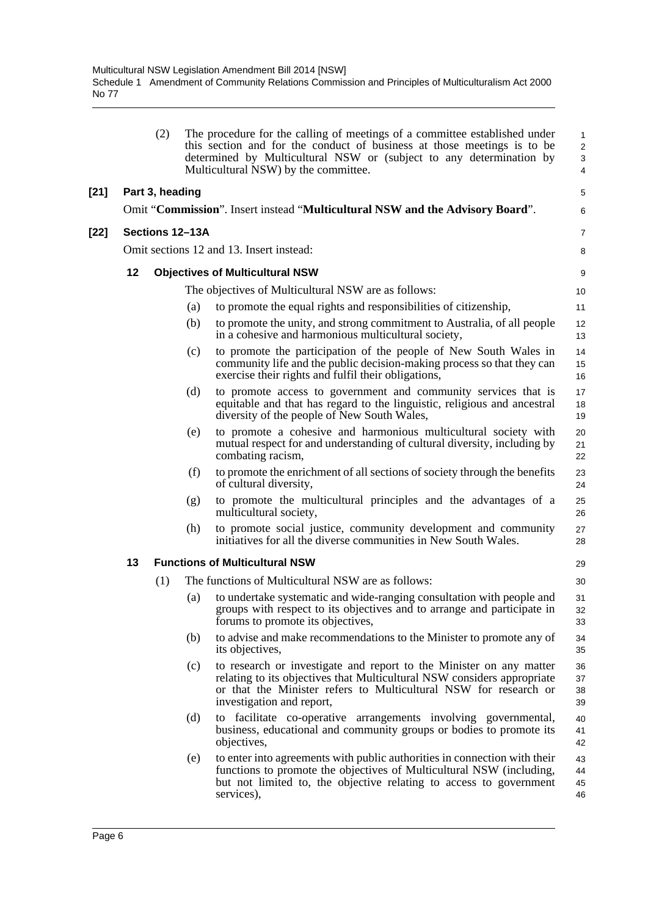(2) The procedure for the calling of meetings of a committee established under this section and for the conduct of business at those meetings is to be determined by Multicultural NSW or (subject to any determination by Multicultural NSW) by the committee.

**[21] Part 3, heading**

Omit "**Commission**". Insert instead "**Multicultural NSW and the Advisory Board**".

**[22] Sections 12–13A**

Omit sections 12 and 13. Insert instead:

**12 Objectives of Multicultural NSW**

The objectives of Multicultural NSW are as follows:

(a) to promote the equal rights and responsibilities of citizenship,

(b) to promote the unity, and strong commitment to Australia, of all people in a cohesive and harmonious multicultural society,

(c) to promote the participation of the people of New South Wales in community life and the public decision-making process so that they can exercise their rights and fulfil their obligations,

(d) to promote access to government and community services that is equitable and that has regard to the linguistic, religious and ancestral diversity of the people of New South Wales,

(e) to promote a cohesive and harmonious multicultural society with mutual respect for and understanding of cultural diversity, including by combating racism,

(f) to promote the enrichment of all sections of society through the benefits of cultural diversity,

(g) to promote the multicultural principles and the advantages of a multicultural society,

(h) to promote social justice, community development and community initiatives for all the diverse communities in New South Wales.

**13 Functions of Multicultural NSW**

(1) The functions of Multicultural NSW are as follows:

(a) to undertake systematic and wide-ranging consultation with people and groups with respect to its objectives and to arrange and participate in forums to promote its objectives,

(b) to advise and make recommendations to the Minister to promote any of its objectives,

(c) to research or investigate and report to the Minister on any matter relating to its objectives that Multicultural NSW considers appropriate or that the Minister refers to Multicultural NSW for research or investigation and report,

(d) to facilitate co-operative arrangements involving governmental, business, educational and community groups or bodies to promote its objectives,

(e) to enter into agreements with public authorities in connection with their functions to promote the objectives of Multicultural NSW (including, but not limited to, the objective relating to access to government services),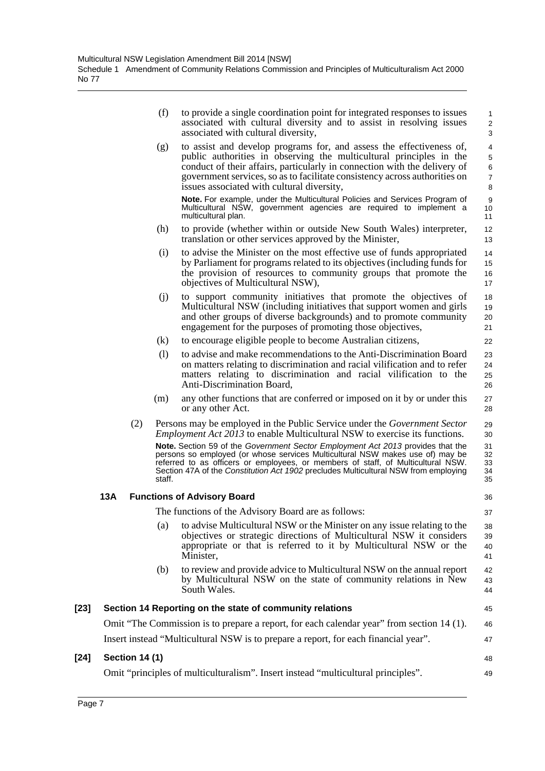(f) to provide a single coordination point for integrated responses to issues associated with cultural diversity and to assist in resolving issues associated with cultural diversity,

(g) to assist and develop programs for, and assess the effectiveness of, public authorities in observing the multicultural principles in the conduct of their affairs, particularly in connection with the delivery of government services, so as to facilitate consistency across authorities on issues associated with cultural diversity,

**Note.** For example, under the Multicultural Policies and Services Program of Multicultural NSW, government agencies are required to implement a multicultural plan.

(h) to provide (whether within or outside New South Wales) interpreter, translation or other services approved by the Minister,

(i) to advise the Minister on the most effective use of funds appropriated by Parliament for programs related to its objectives (including funds for the provision of resources to community groups that promote the objectives of Multicultural NSW),

(j) to support community initiatives that promote the objectives of Multicultural NSW (including initiatives that support women and girls and other groups of diverse backgrounds) and to promote community engagement for the purposes of promoting those objectives,

(k) to encourage eligible people to become Australian citizens,

(l) to advise and make recommendations to the Anti-Discrimination Board on matters relating to discrimination and racial vilification and to refer matters relating to discrimination and racial vilification to the Anti-Discrimination Board,

(m) any other functions that are conferred or imposed on it by or under this or any other Act.

(2) Persons may be employed in the Public Service under the *Government Sector Employment Act 2013* to enable Multicultural NSW to exercise its functions.

**Note.** Section 59 of the *Government Sector Employment Act 2013* provides that the persons so employed (or whose services Multicultural NSW makes use of) may be referred to as officers or employees, or members of staff, of Multicultural NSW. Section 47A of the *Constitution Act 1902* precludes Multicultural NSW from employing staff.

### 13A Functions of Advisory Board

The functions of the Advisory Board are as follows:

(a) to advise Multicultural NSW or the Minister on any issue relating to the objectives or strategic directions of Multicultural NSW it considers appropriate or that is referred to it by Multicultural NSW or the Minister,

(b) to review and provide advice to Multicultural NSW on the annual report by Multicultural NSW on the state of community relations in New South Wales.

### [23] Section 14 Reporting on the state of community relations

Omit "The Commission is to prepare a report, for each calendar year" from section 14 (1).

Insert instead "Multicultural NSW is to prepare a report, for each financial year".

### [24] Section 14 (1)

Omit "principles of multiculturalism". Insert instead "multicultural principles".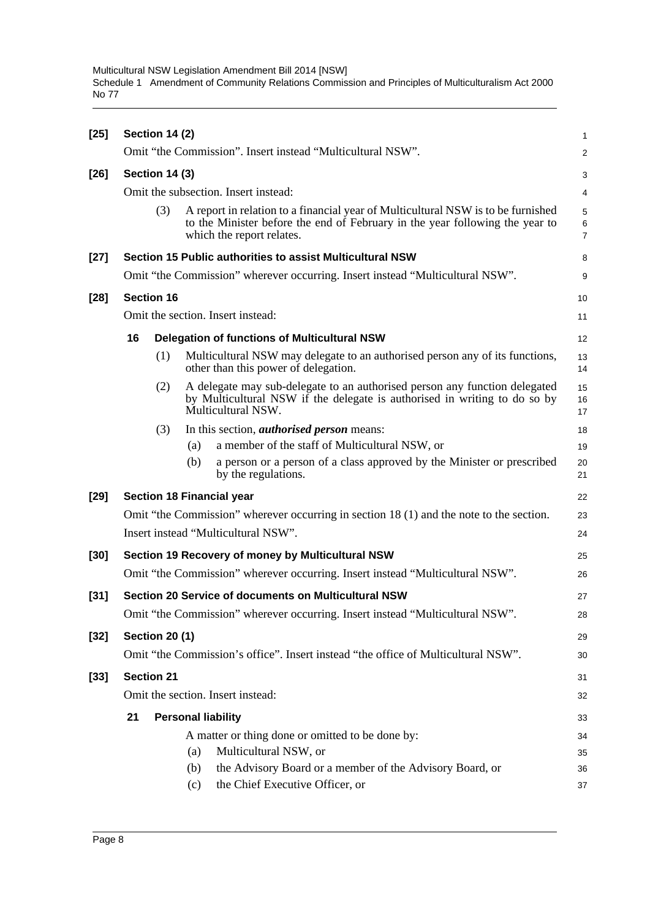**[25] Section 14 (2)**

Omit "the Commission". Insert instead "Multicultural NSW".

**[26] Section 14 (3)**

Omit the subsection. Insert instead:

(3) A report in relation to a financial year of Multicultural NSW is to be furnished to the Minister before the end of February in the year following the year to which the report relates.

**[27] Section 15 Public authorities to assist Multicultural NSW**

Omit "the Commission" wherever occurring. Insert instead "Multicultural NSW".

**[28] Section 16**

Omit the section. Insert instead:

**16 Delegation of functions of Multicultural NSW**

(1) Multicultural NSW may delegate to an authorised person any of its functions, other than this power of delegation.

(2) A delegate may sub-delegate to an authorised person any function delegated by Multicultural NSW if the delegate is authorised in writing to do so by Multicultural NSW.

(3) In this section, ***authorised person*** means:

(a) a member of the staff of Multicultural NSW, or

(b) a person or a person of a class approved by the Minister or prescribed by the regulations.

**[29] Section 18 Financial year**

Omit "the Commission" wherever occurring in section 18 (1) and the note to the section.

Insert instead "Multicultural NSW".

**[30] Section 19 Recovery of money by Multicultural NSW**

Omit "the Commission" wherever occurring. Insert instead "Multicultural NSW".

**[31] Section 20 Service of documents on Multicultural NSW**

Omit "the Commission" wherever occurring. Insert instead "Multicultural NSW".

**[32] Section 20 (1)**

Omit "the Commission's office". Insert instead "the office of Multicultural NSW".

**[33] Section 21**

Omit the section. Insert instead:

**21 Personal liability**

A matter or thing done or omitted to be done by:

(a) Multicultural NSW, or

(b) the Advisory Board or a member of the Advisory Board, or

(c) the Chief Executive Officer, or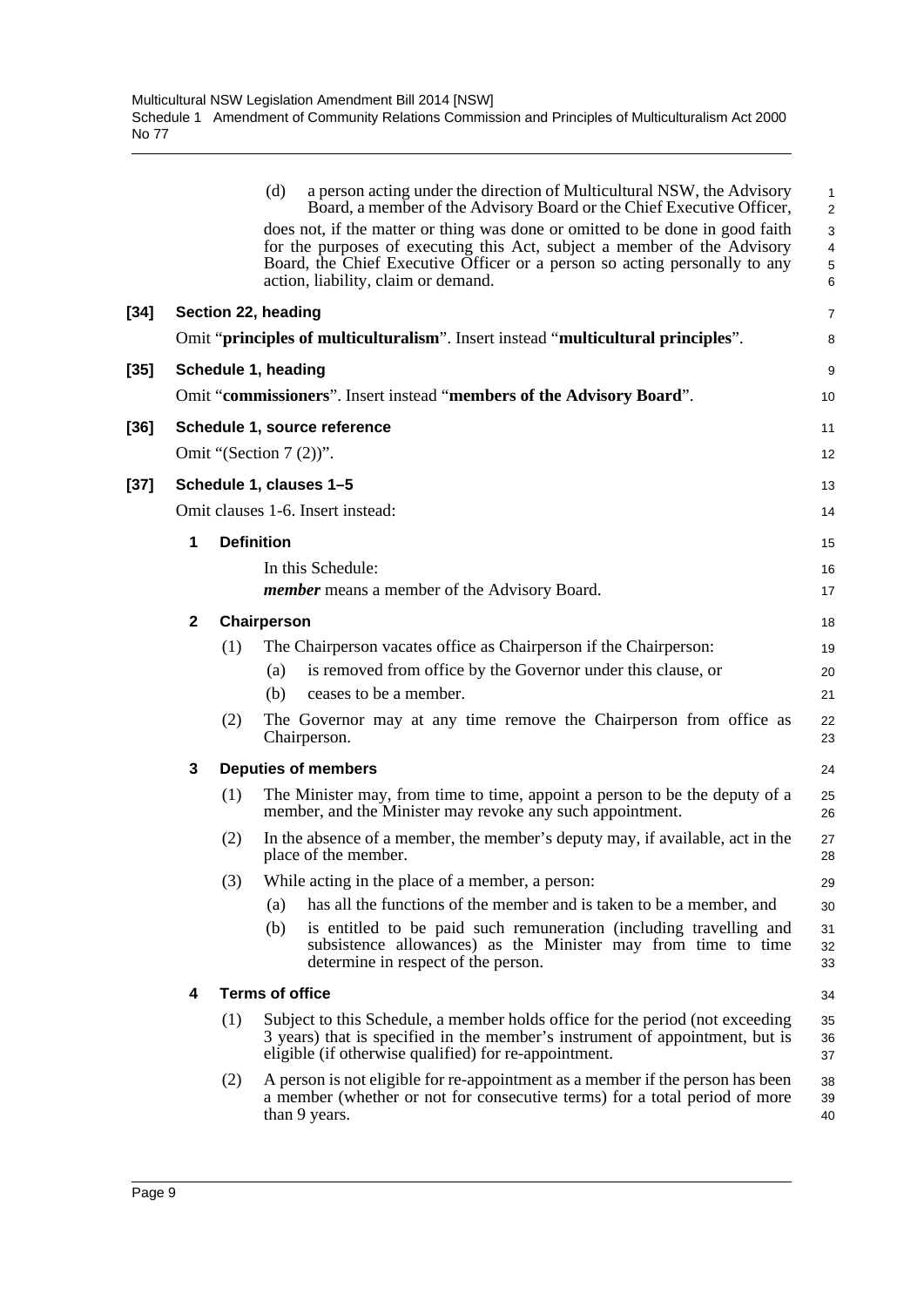(d) a person acting under the direction of Multicultural NSW, the Advisory Board, a member of the Advisory Board or the Chief Executive Officer,

does not, if the matter or thing was done or omitted to be done in good faith for the purposes of executing this Act, subject a member of the Advisory Board, the Chief Executive Officer or a person so acting personally to any action, liability, claim or demand.

**[34] Section 22, heading**

Omit "**principles of multiculturalism**". Insert instead "**multicultural principles**".

**[35] Schedule 1, heading**

Omit "**commissioners**". Insert instead "**members of the Advisory Board**".

**[36] Schedule 1, source reference**

Omit "(Section 7 (2))".

**[37] Schedule 1, clauses 1–5**

Omit clauses 1-6. Insert instead:

**1 Definition**

In this Schedule:

***member*** means a member of the Advisory Board.

**2 Chairperson**

(1) The Chairperson vacates office as Chairperson if the Chairperson:

(a) is removed from office by the Governor under this clause, or

(b) ceases to be a member.

(2) The Governor may at any time remove the Chairperson from office as Chairperson.

**3 Deputies of members**

(1) The Minister may, from time to time, appoint a person to be the deputy of a member, and the Minister may revoke any such appointment.

(2) In the absence of a member, the member's deputy may, if available, act in the place of the member.

(3) While acting in the place of a member, a person:

(a) has all the functions of the member and is taken to be a member, and

(b) is entitled to be paid such remuneration (including travelling and subsistence allowances) as the Minister may from time to time determine in respect of the person.

**4 Terms of office**

(1) Subject to this Schedule, a member holds office for the period (not exceeding 3 years) that is specified in the member's instrument of appointment, but is eligible (if otherwise qualified) for re-appointment.

(2) A person is not eligible for re-appointment as a member if the person has been a member (whether or not for consecutive terms) for a total period of more than 9 years.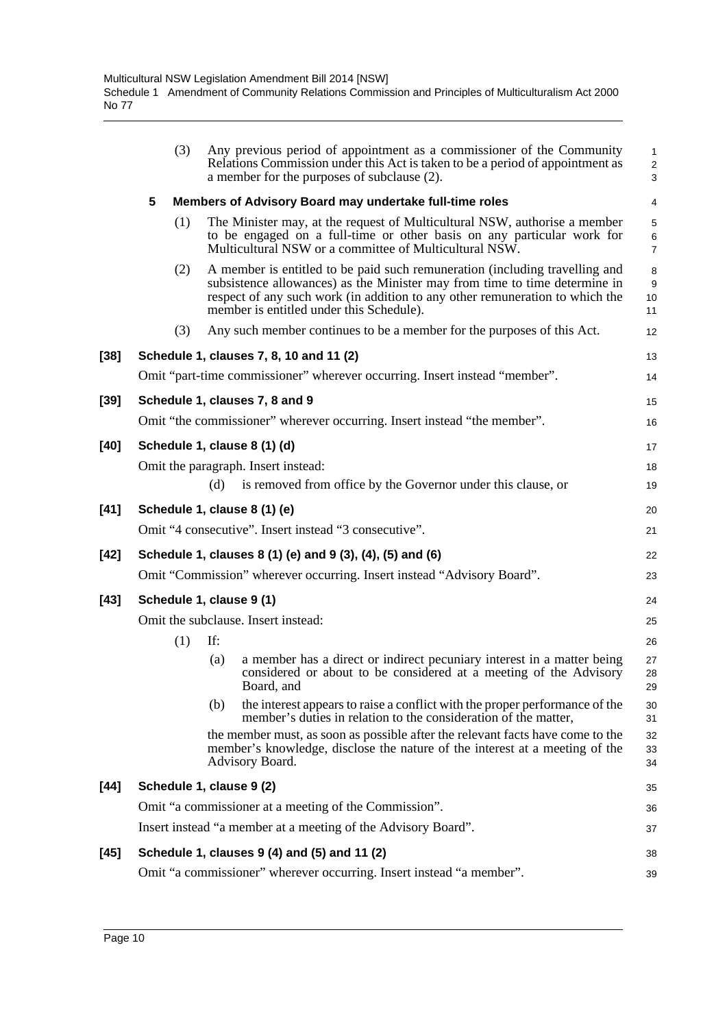(3) Any previous period of appointment as a commissioner of the Community Relations Commission under this Act is taken to be a period of appointment as a member for the purposes of subclause (2).

**5 Members of Advisory Board may undertake full-time roles**

(1) The Minister may, at the request of Multicultural NSW, authorise a member to be engaged on a full-time or other basis on any particular work for Multicultural NSW or a committee of Multicultural NSW.

(2) A member is entitled to be paid such remuneration (including travelling and subsistence allowances) as the Minister may from time to time determine in respect of any such work (in addition to any other remuneration to which the member is entitled under this Schedule).

(3) Any such member continues to be a member for the purposes of this Act.

**[38] Schedule 1, clauses 7, 8, 10 and 11 (2)**

Omit "part-time commissioner" wherever occurring. Insert instead "member".

**[39] Schedule 1, clauses 7, 8 and 9**

Omit "the commissioner" wherever occurring. Insert instead "the member".

**[40] Schedule 1, clause 8 (1) (d)**

Omit the paragraph. Insert instead:

(d) is removed from office by the Governor under this clause, or

**[41] Schedule 1, clause 8 (1) (e)**

Omit "4 consecutive". Insert instead "3 consecutive".

**[42] Schedule 1, clauses 8 (1) (e) and 9 (3), (4), (5) and (6)**

Omit "Commission" wherever occurring. Insert instead "Advisory Board".

**[43] Schedule 1, clause 9 (1)**

Omit the subclause. Insert instead:

(1) If:

(a) a member has a direct or indirect pecuniary interest in a matter being considered or about to be considered at a meeting of the Advisory Board, and

(b) the interest appears to raise a conflict with the proper performance of the member's duties in relation to the consideration of the matter,

the member must, as soon as possible after the relevant facts have come to the member's knowledge, disclose the nature of the interest at a meeting of the Advisory Board.

**[44] Schedule 1, clause 9 (2)**

Omit "a commissioner at a meeting of the Commission".

Insert instead "a member at a meeting of the Advisory Board".

**[45] Schedule 1, clauses 9 (4) and (5) and 11 (2)**

Omit "a commissioner" wherever occurring. Insert instead "a member".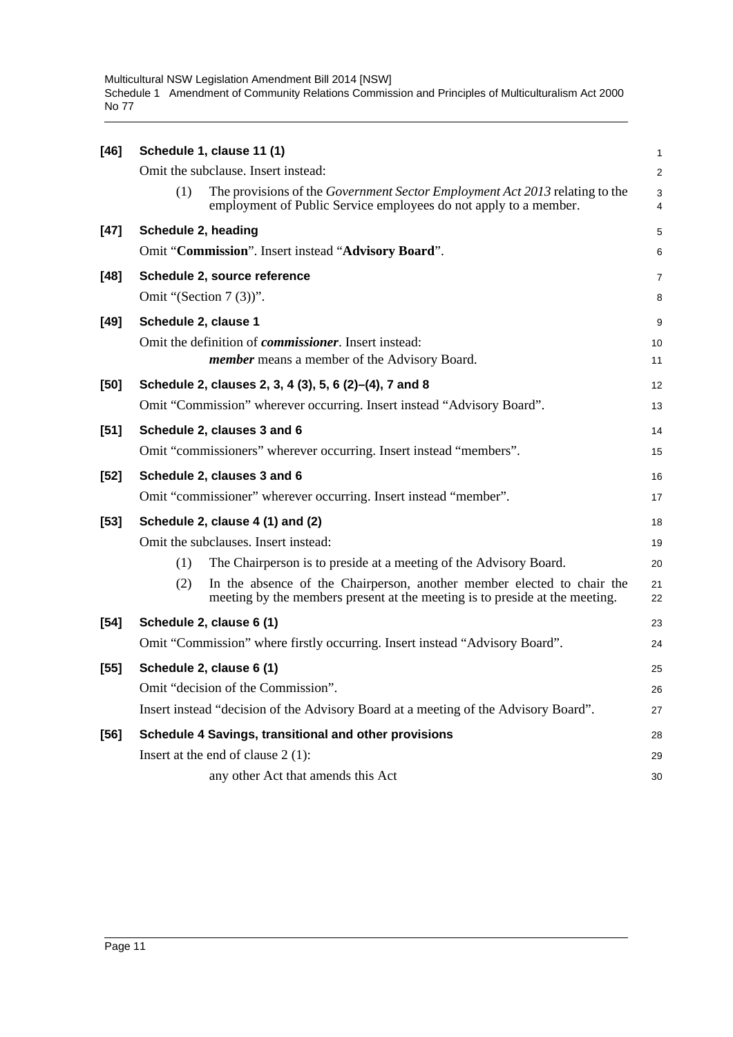**[46] Schedule 1, clause 11 (1)**

Omit the subclause. Insert instead:

(1) The provisions of the *Government Sector Employment Act 2013* relating to the employment of Public Service employees do not apply to a member.

**[47] Schedule 2, heading**

Omit "**Commission**". Insert instead "**Advisory Board**".

**[48] Schedule 2, source reference**

Omit "(Section 7 (3))".

**[49] Schedule 2, clause 1**

Omit the definition of ***commissioner***. Insert instead:

***member*** means a member of the Advisory Board.

**[50] Schedule 2, clauses 2, 3, 4 (3), 5, 6 (2)–(4), 7 and 8**

Omit "Commission" wherever occurring. Insert instead "Advisory Board".

**[51] Schedule 2, clauses 3 and 6**

Omit "commissioners" wherever occurring. Insert instead "members".

**[52] Schedule 2, clauses 3 and 6**

Omit "commissioner" wherever occurring. Insert instead "member".

**[53] Schedule 2, clause 4 (1) and (2)**

Omit the subclauses. Insert instead:

(1) The Chairperson is to preside at a meeting of the Advisory Board.

(2) In the absence of the Chairperson, another member elected to chair the meeting by the members present at the meeting is to preside at the meeting.

**[54] Schedule 2, clause 6 (1)**

Omit "Commission" where firstly occurring. Insert instead "Advisory Board".

**[55] Schedule 2, clause 6 (1)**

Omit "decision of the Commission".

Insert instead "decision of the Advisory Board at a meeting of the Advisory Board".

**[56] Schedule 4 Savings, transitional and other provisions**

Insert at the end of clause 2 (1):

any other Act that amends this Act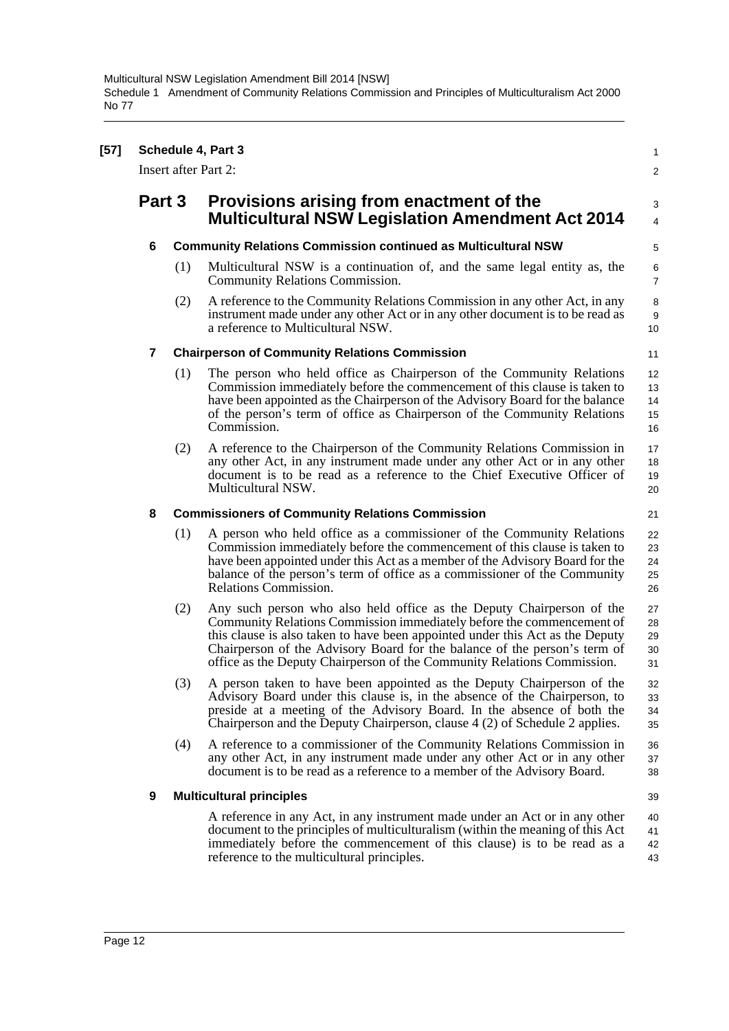**[57] Schedule 4, Part 3**

Insert after Part 2:

## Part 3 Provisions arising from enactment of the Multicultural NSW Legislation Amendment Act 2014

**6 Community Relations Commission continued as Multicultural NSW**

(1) Multicultural NSW is a continuation of, and the same legal entity as, the Community Relations Commission.

(2) A reference to the Community Relations Commission in any other Act, in any instrument made under any other Act or in any other document is to be read as a reference to Multicultural NSW.

**7 Chairperson of Community Relations Commission**

(1) The person who held office as Chairperson of the Community Relations Commission immediately before the commencement of this clause is taken to have been appointed as the Chairperson of the Advisory Board for the balance of the person's term of office as Chairperson of the Community Relations Commission.

(2) A reference to the Chairperson of the Community Relations Commission in any other Act, in any instrument made under any other Act or in any other document is to be read as a reference to the Chief Executive Officer of Multicultural NSW.

**8 Commissioners of Community Relations Commission**

(1) A person who held office as a commissioner of the Community Relations Commission immediately before the commencement of this clause is taken to have been appointed under this Act as a member of the Advisory Board for the balance of the person's term of office as a commissioner of the Community Relations Commission.

(2) Any such person who also held office as the Deputy Chairperson of the Community Relations Commission immediately before the commencement of this clause is also taken to have been appointed under this Act as the Deputy Chairperson of the Advisory Board for the balance of the person's term of office as the Deputy Chairperson of the Community Relations Commission.

(3) A person taken to have been appointed as the Deputy Chairperson of the Advisory Board under this clause is, in the absence of the Chairperson, to preside at a meeting of the Advisory Board. In the absence of both the Chairperson and the Deputy Chairperson, clause 4 (2) of Schedule 2 applies.

(4) A reference to a commissioner of the Community Relations Commission in any other Act, in any instrument made under any other Act or in any other document is to be read as a reference to a member of the Advisory Board.

**9 Multicultural principles**

A reference in any Act, in any instrument made under an Act or in any other document to the principles of multiculturalism (within the meaning of this Act immediately before the commencement of this clause) is to be read as a reference to the multicultural principles.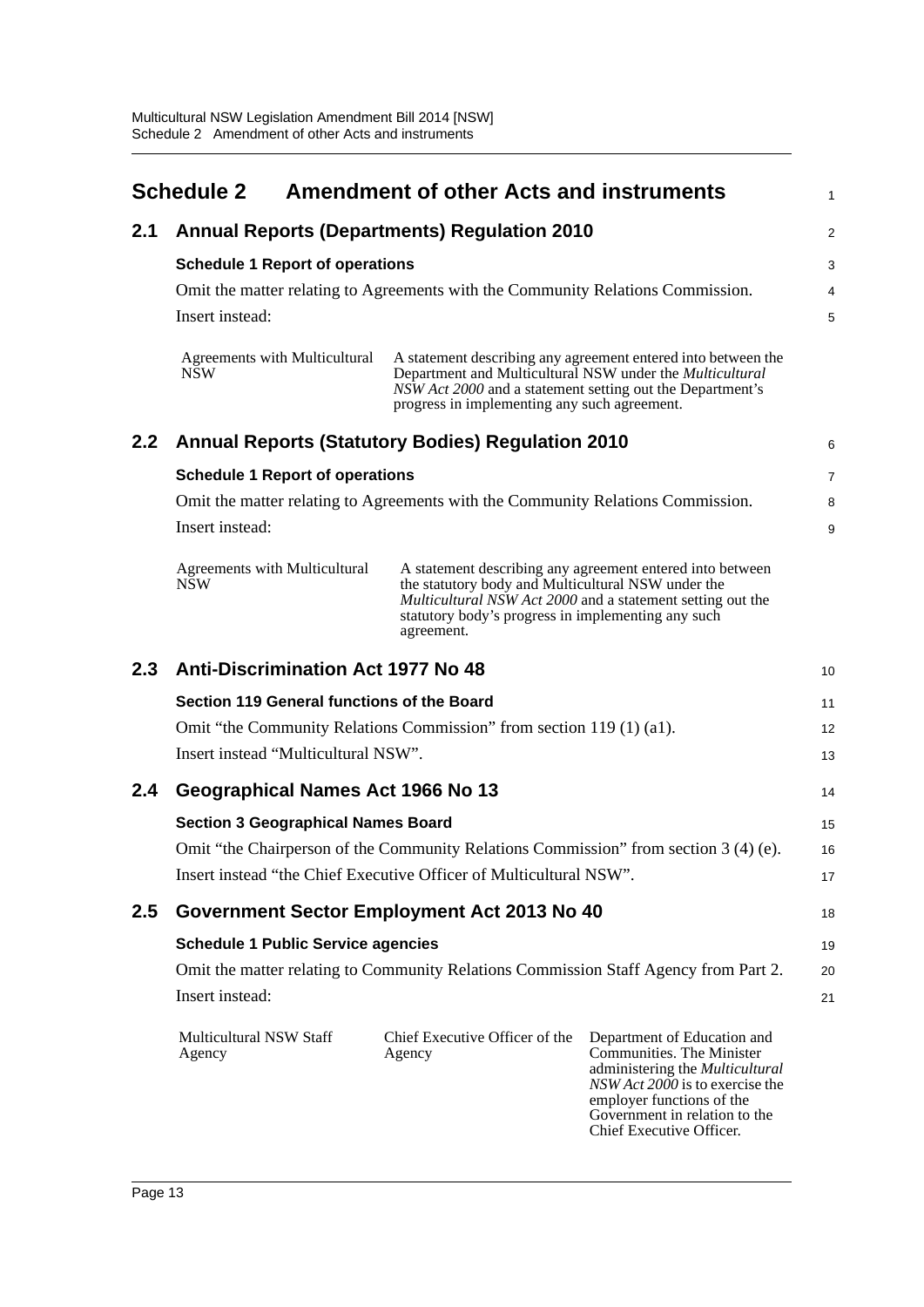# Schedule 2 Amendment of other Acts and instruments

## 2.1 Annual Reports (Departments) Regulation 2010

### Schedule 1 Report of operations

Omit the matter relating to Agreements with the Community Relations Commission.

Insert instead:

| | |
|---|---|
| Agreements with Multicultural NSW | A statement describing any agreement entered into between the Department and Multicultural NSW under the *Multicultural NSW Act 2000* and a statement setting out the Department's progress in implementing any such agreement. |

## 2.2 Annual Reports (Statutory Bodies) Regulation 2010

### Schedule 1 Report of operations

Omit the matter relating to Agreements with the Community Relations Commission.

Insert instead:

| | |
|---|---|
| Agreements with Multicultural NSW | A statement describing any agreement entered into between the statutory body and Multicultural NSW under the *Multicultural NSW Act 2000* and a statement setting out the statutory body's progress in implementing any such agreement. |

## 2.3 Anti-Discrimination Act 1977 No 48

### Section 119 General functions of the Board

Omit "the Community Relations Commission" from section 119 (1) (a1).

Insert instead "Multicultural NSW".

## 2.4 Geographical Names Act 1966 No 13

### Section 3 Geographical Names Board

Omit "the Chairperson of the Community Relations Commission" from section 3 (4) (e).

Insert instead "the Chief Executive Officer of Multicultural NSW".

## 2.5 Government Sector Employment Act 2013 No 40

### Schedule 1 Public Service agencies

Omit the matter relating to Community Relations Commission Staff Agency from Part 2.

Insert instead:

| | | |
|---|---|---|
| Multicultural NSW Staff Agency | Chief Executive Officer of the Agency | Department of Education and Communities. The Minister administering the *Multicultural NSW Act 2000* is to exercise the employer functions of the Government in relation to the Chief Executive Officer. |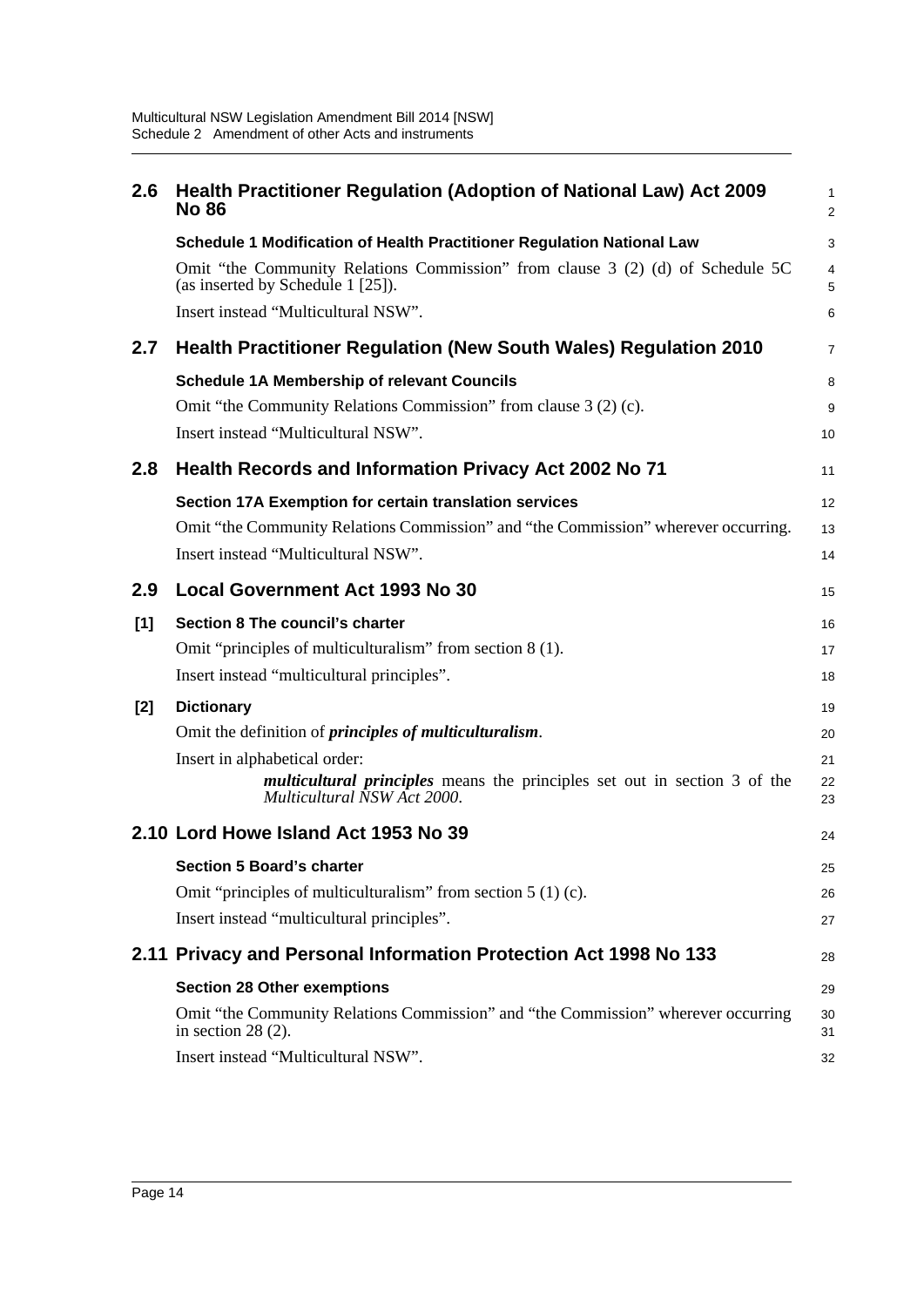## 2.6 Health Practitioner Regulation (Adoption of National Law) Act 2009 No 86

**Schedule 1 Modification of Health Practitioner Regulation National Law**

Omit "the Community Relations Commission" from clause 3 (2) (d) of Schedule 5C (as inserted by Schedule 1 [25]).

Insert instead "Multicultural NSW".

## 2.7 Health Practitioner Regulation (New South Wales) Regulation 2010

**Schedule 1A Membership of relevant Councils**

Omit "the Community Relations Commission" from clause 3 (2) (c).

Insert instead "Multicultural NSW".

## 2.8 Health Records and Information Privacy Act 2002 No 71

**Section 17A Exemption for certain translation services**

Omit "the Community Relations Commission" and "the Commission" wherever occurring.

Insert instead "Multicultural NSW".

## 2.9 Local Government Act 1993 No 30

**[1] Section 8 The council's charter**

Omit "principles of multiculturalism" from section 8 (1).

Insert instead "multicultural principles".

**[2] Dictionary**

Omit the definition of ***principles of multiculturalism***.

Insert in alphabetical order:

> ***multicultural principles*** means the principles set out in section 3 of the *Multicultural NSW Act 2000*.

## 2.10 Lord Howe Island Act 1953 No 39

**Section 5 Board's charter**

Omit "principles of multiculturalism" from section 5 (1) (c).

Insert instead "multicultural principles".

## 2.11 Privacy and Personal Information Protection Act 1998 No 133

**Section 28 Other exemptions**

Omit "the Community Relations Commission" and "the Commission" wherever occurring in section 28 (2).

Insert instead "Multicultural NSW".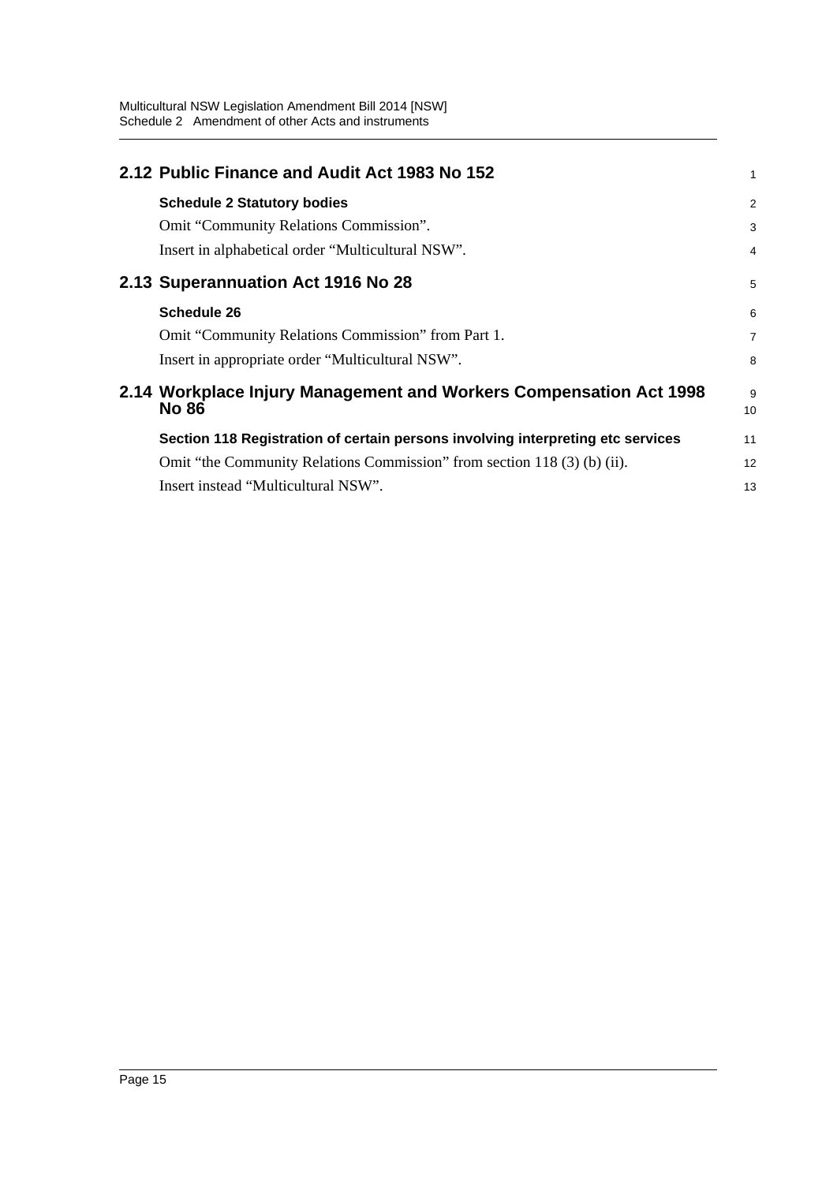## 2.12 Public Finance and Audit Act 1983 No 152

### Schedule 2 Statutory bodies

Omit "Community Relations Commission".

Insert in alphabetical order "Multicultural NSW".

## 2.13 Superannuation Act 1916 No 28

### Schedule 26

Omit "Community Relations Commission" from Part 1.

Insert in appropriate order "Multicultural NSW".

## 2.14 Workplace Injury Management and Workers Compensation Act 1998 No 86

### Section 118 Registration of certain persons involving interpreting etc services

Omit "the Community Relations Commission" from section 118 (3) (b) (ii).

Insert instead "Multicultural NSW".